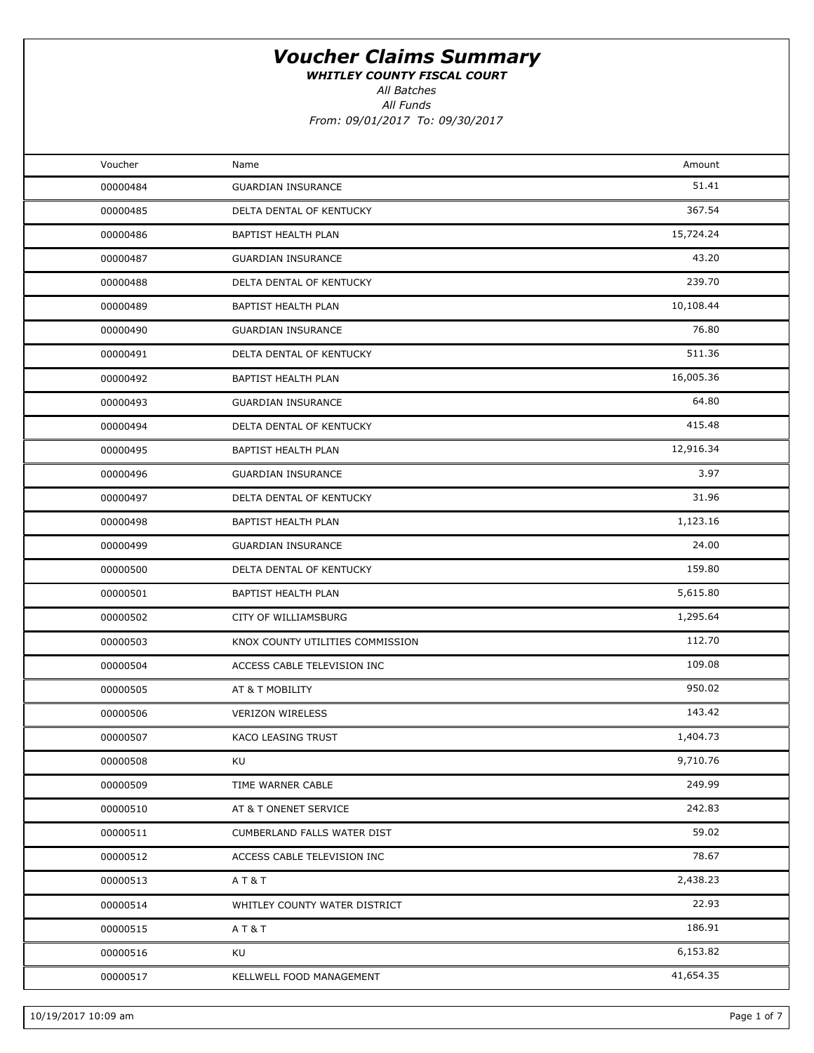# *Voucher Claims Summary*

***WHITLEY COUNTY FISCAL COURT***

*All Batches*

*All Funds*

*From: 09/01/2017 To: 09/30/2017*

| Voucher | Name | Amount |
|---|---|---|
| 00000484 | GUARDIAN INSURANCE | 51.41 |
| 00000485 | DELTA DENTAL OF KENTUCKY | 367.54 |
| 00000486 | BAPTIST HEALTH PLAN | 15,724.24 |
| 00000487 | GUARDIAN INSURANCE | 43.20 |
| 00000488 | DELTA DENTAL OF KENTUCKY | 239.70 |
| 00000489 | BAPTIST HEALTH PLAN | 10,108.44 |
| 00000490 | GUARDIAN INSURANCE | 76.80 |
| 00000491 | DELTA DENTAL OF KENTUCKY | 511.36 |
| 00000492 | BAPTIST HEALTH PLAN | 16,005.36 |
| 00000493 | GUARDIAN INSURANCE | 64.80 |
| 00000494 | DELTA DENTAL OF KENTUCKY | 415.48 |
| 00000495 | BAPTIST HEALTH PLAN | 12,916.34 |
| 00000496 | GUARDIAN INSURANCE | 3.97 |
| 00000497 | DELTA DENTAL OF KENTUCKY | 31.96 |
| 00000498 | BAPTIST HEALTH PLAN | 1,123.16 |
| 00000499 | GUARDIAN INSURANCE | 24.00 |
| 00000500 | DELTA DENTAL OF KENTUCKY | 159.80 |
| 00000501 | BAPTIST HEALTH PLAN | 5,615.80 |
| 00000502 | CITY OF WILLIAMSBURG | 1,295.64 |
| 00000503 | KNOX COUNTY UTILITIES COMMISSION | 112.70 |
| 00000504 | ACCESS CABLE TELEVISION INC | 109.08 |
| 00000505 | AT & T MOBILITY | 950.02 |
| 00000506 | VERIZON WIRELESS | 143.42 |
| 00000507 | KACO LEASING TRUST | 1,404.73 |
| 00000508 | KU | 9,710.76 |
| 00000509 | TIME WARNER CABLE | 249.99 |
| 00000510 | AT & T ONENET SERVICE | 242.83 |
| 00000511 | CUMBERLAND FALLS WATER DIST | 59.02 |
| 00000512 | ACCESS CABLE TELEVISION INC | 78.67 |
| 00000513 | A T & T | 2,438.23 |
| 00000514 | WHITLEY COUNTY WATER DISTRICT | 22.93 |
| 00000515 | A T & T | 186.91 |
| 00000516 | KU | 6,153.82 |
| 00000517 | KELLWELL FOOD MANAGEMENT | 41,654.35 |

10/19/2017 10:09 am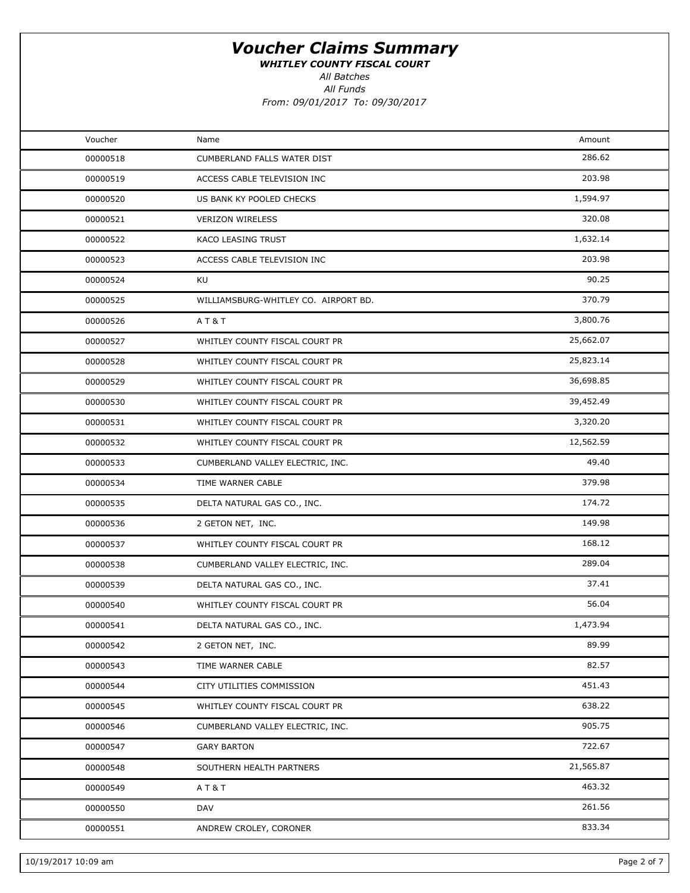# Voucher Claims Summary

***WHITLEY COUNTY FISCAL COURT***

*All Batches*

*All Funds*

*From: 09/01/2017 To: 09/30/2017*

| Voucher | Name | Amount |
|---|---|---|
| 00000518 | CUMBERLAND FALLS WATER DIST | 286.62 |
| 00000519 | ACCESS CABLE TELEVISION INC | 203.98 |
| 00000520 | US BANK KY POOLED CHECKS | 1,594.97 |
| 00000521 | VERIZON WIRELESS | 320.08 |
| 00000522 | KACO LEASING TRUST | 1,632.14 |
| 00000523 | ACCESS CABLE TELEVISION INC | 203.98 |
| 00000524 | KU | 90.25 |
| 00000525 | WILLIAMSBURG-WHITLEY CO. AIRPORT BD. | 370.79 |
| 00000526 | A T & T | 3,800.76 |
| 00000527 | WHITLEY COUNTY FISCAL COURT PR | 25,662.07 |
| 00000528 | WHITLEY COUNTY FISCAL COURT PR | 25,823.14 |
| 00000529 | WHITLEY COUNTY FISCAL COURT PR | 36,698.85 |
| 00000530 | WHITLEY COUNTY FISCAL COURT PR | 39,452.49 |
| 00000531 | WHITLEY COUNTY FISCAL COURT PR | 3,320.20 |
| 00000532 | WHITLEY COUNTY FISCAL COURT PR | 12,562.59 |
| 00000533 | CUMBERLAND VALLEY ELECTRIC, INC. | 49.40 |
| 00000534 | TIME WARNER CABLE | 379.98 |
| 00000535 | DELTA NATURAL GAS CO., INC. | 174.72 |
| 00000536 | 2 GETON NET, INC. | 149.98 |
| 00000537 | WHITLEY COUNTY FISCAL COURT PR | 168.12 |
| 00000538 | CUMBERLAND VALLEY ELECTRIC, INC. | 289.04 |
| 00000539 | DELTA NATURAL GAS CO., INC. | 37.41 |
| 00000540 | WHITLEY COUNTY FISCAL COURT PR | 56.04 |
| 00000541 | DELTA NATURAL GAS CO., INC. | 1,473.94 |
| 00000542 | 2 GETON NET, INC. | 89.99 |
| 00000543 | TIME WARNER CABLE | 82.57 |
| 00000544 | CITY UTILITIES COMMISSION | 451.43 |
| 00000545 | WHITLEY COUNTY FISCAL COURT PR | 638.22 |
| 00000546 | CUMBERLAND VALLEY ELECTRIC, INC. | 905.75 |
| 00000547 | GARY BARTON | 722.67 |
| 00000548 | SOUTHERN HEALTH PARTNERS | 21,565.87 |
| 00000549 | A T & T | 463.32 |
| 00000550 | DAV | 261.56 |
| 00000551 | ANDREW CROLEY, CORONER | 833.34 |

10/19/2017 10:09 am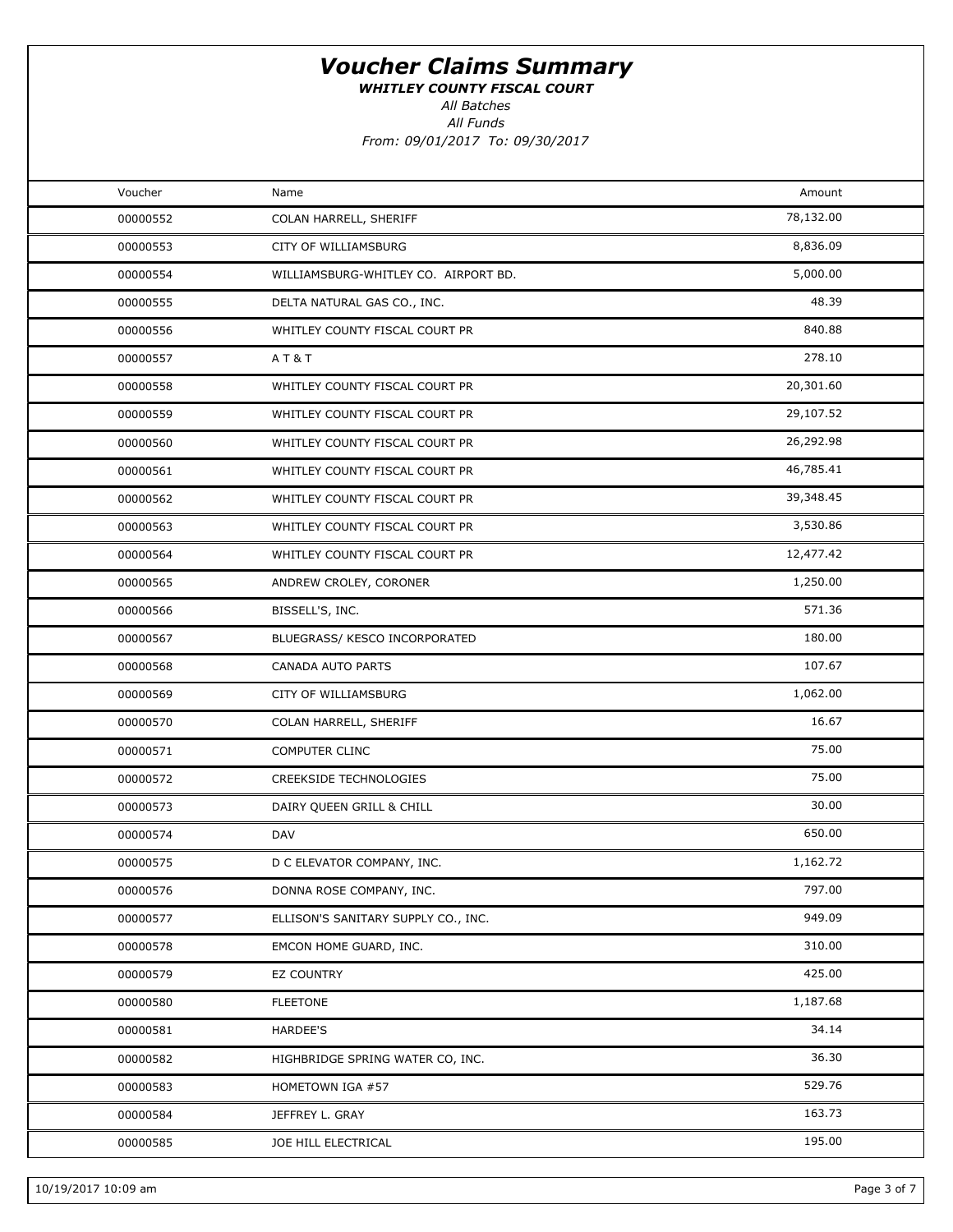# Voucher Claims Summary

***WHITLEY COUNTY FISCAL COURT***

*All Batches*

*All Funds*

*From: 09/01/2017 To: 09/30/2017*

| Voucher | Name | Amount |
|---|---|---|
| 00000552 | COLAN HARRELL, SHERIFF | 78,132.00 |
| 00000553 | CITY OF WILLIAMSBURG | 8,836.09 |
| 00000554 | WILLIAMSBURG-WHITLEY CO. AIRPORT BD. | 5,000.00 |
| 00000555 | DELTA NATURAL GAS CO., INC. | 48.39 |
| 00000556 | WHITLEY COUNTY FISCAL COURT PR | 840.88 |
| 00000557 | A T & T | 278.10 |
| 00000558 | WHITLEY COUNTY FISCAL COURT PR | 20,301.60 |
| 00000559 | WHITLEY COUNTY FISCAL COURT PR | 29,107.52 |
| 00000560 | WHITLEY COUNTY FISCAL COURT PR | 26,292.98 |
| 00000561 | WHITLEY COUNTY FISCAL COURT PR | 46,785.41 |
| 00000562 | WHITLEY COUNTY FISCAL COURT PR | 39,348.45 |
| 00000563 | WHITLEY COUNTY FISCAL COURT PR | 3,530.86 |
| 00000564 | WHITLEY COUNTY FISCAL COURT PR | 12,477.42 |
| 00000565 | ANDREW CROLEY, CORONER | 1,250.00 |
| 00000566 | BISSELL'S, INC. | 571.36 |
| 00000567 | BLUEGRASS/ KESCO INCORPORATED | 180.00 |
| 00000568 | CANADA AUTO PARTS | 107.67 |
| 00000569 | CITY OF WILLIAMSBURG | 1,062.00 |
| 00000570 | COLAN HARRELL, SHERIFF | 16.67 |
| 00000571 | COMPUTER CLINC | 75.00 |
| 00000572 | CREEKSIDE TECHNOLOGIES | 75.00 |
| 00000573 | DAIRY QUEEN GRILL & CHILL | 30.00 |
| 00000574 | DAV | 650.00 |
| 00000575 | D C ELEVATOR COMPANY, INC. | 1,162.72 |
| 00000576 | DONNA ROSE COMPANY, INC. | 797.00 |
| 00000577 | ELLISON'S SANITARY SUPPLY CO., INC. | 949.09 |
| 00000578 | EMCON HOME GUARD, INC. | 310.00 |
| 00000579 | EZ COUNTRY | 425.00 |
| 00000580 | FLEETONE | 1,187.68 |
| 00000581 | HARDEE'S | 34.14 |
| 00000582 | HIGHBRIDGE SPRING WATER CO, INC. | 36.30 |
| 00000583 | HOMETOWN IGA #57 | 529.76 |
| 00000584 | JEFFREY L. GRAY | 163.73 |
| 00000585 | JOE HILL ELECTRICAL | 195.00 |

10/19/2017 10:09 am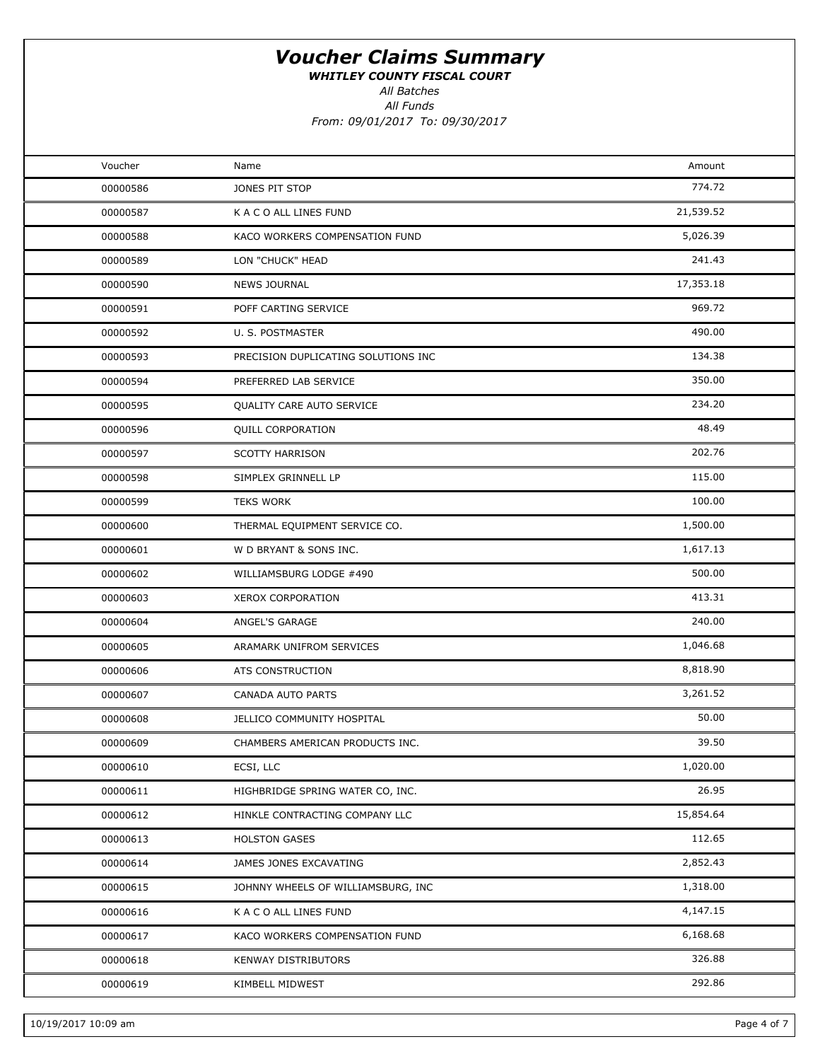# *Voucher Claims Summary*

***WHITLEY COUNTY FISCAL COURT***

*All Batches*

*All Funds*

*From: 09/01/2017 To: 09/30/2017*

| Voucher | Name | Amount |
|---|---|---|
| 00000586 | JONES PIT STOP | 774.72 |
| 00000587 | K A C O ALL LINES FUND | 21,539.52 |
| 00000588 | KACO WORKERS COMPENSATION FUND | 5,026.39 |
| 00000589 | LON "CHUCK" HEAD | 241.43 |
| 00000590 | NEWS JOURNAL | 17,353.18 |
| 00000591 | POFF CARTING SERVICE | 969.72 |
| 00000592 | U. S. POSTMASTER | 490.00 |
| 00000593 | PRECISION DUPLICATING SOLUTIONS INC | 134.38 |
| 00000594 | PREFERRED LAB SERVICE | 350.00 |
| 00000595 | QUALITY CARE AUTO SERVICE | 234.20 |
| 00000596 | QUILL CORPORATION | 48.49 |
| 00000597 | SCOTTY HARRISON | 202.76 |
| 00000598 | SIMPLEX GRINNELL LP | 115.00 |
| 00000599 | TEKS WORK | 100.00 |
| 00000600 | THERMAL EQUIPMENT SERVICE CO. | 1,500.00 |
| 00000601 | W D BRYANT & SONS INC. | 1,617.13 |
| 00000602 | WILLIAMSBURG LODGE #490 | 500.00 |
| 00000603 | XEROX CORPORATION | 413.31 |
| 00000604 | ANGEL'S GARAGE | 240.00 |
| 00000605 | ARAMARK UNIFROM SERVICES | 1,046.68 |
| 00000606 | ATS CONSTRUCTION | 8,818.90 |
| 00000607 | CANADA AUTO PARTS | 3,261.52 |
| 00000608 | JELLICO COMMUNITY HOSPITAL | 50.00 |
| 00000609 | CHAMBERS AMERICAN PRODUCTS INC. | 39.50 |
| 00000610 | ECSI, LLC | 1,020.00 |
| 00000611 | HIGHBRIDGE SPRING WATER CO, INC. | 26.95 |
| 00000612 | HINKLE CONTRACTING COMPANY LLC | 15,854.64 |
| 00000613 | HOLSTON GASES | 112.65 |
| 00000614 | JAMES JONES EXCAVATING | 2,852.43 |
| 00000615 | JOHNNY WHEELS OF WILLIAMSBURG, INC | 1,318.00 |
| 00000616 | K A C O ALL LINES FUND | 4,147.15 |
| 00000617 | KACO WORKERS COMPENSATION FUND | 6,168.68 |
| 00000618 | KENWAY DISTRIBUTORS | 326.88 |
| 00000619 | KIMBELL MIDWEST | 292.86 |

10/19/2017 10:09 am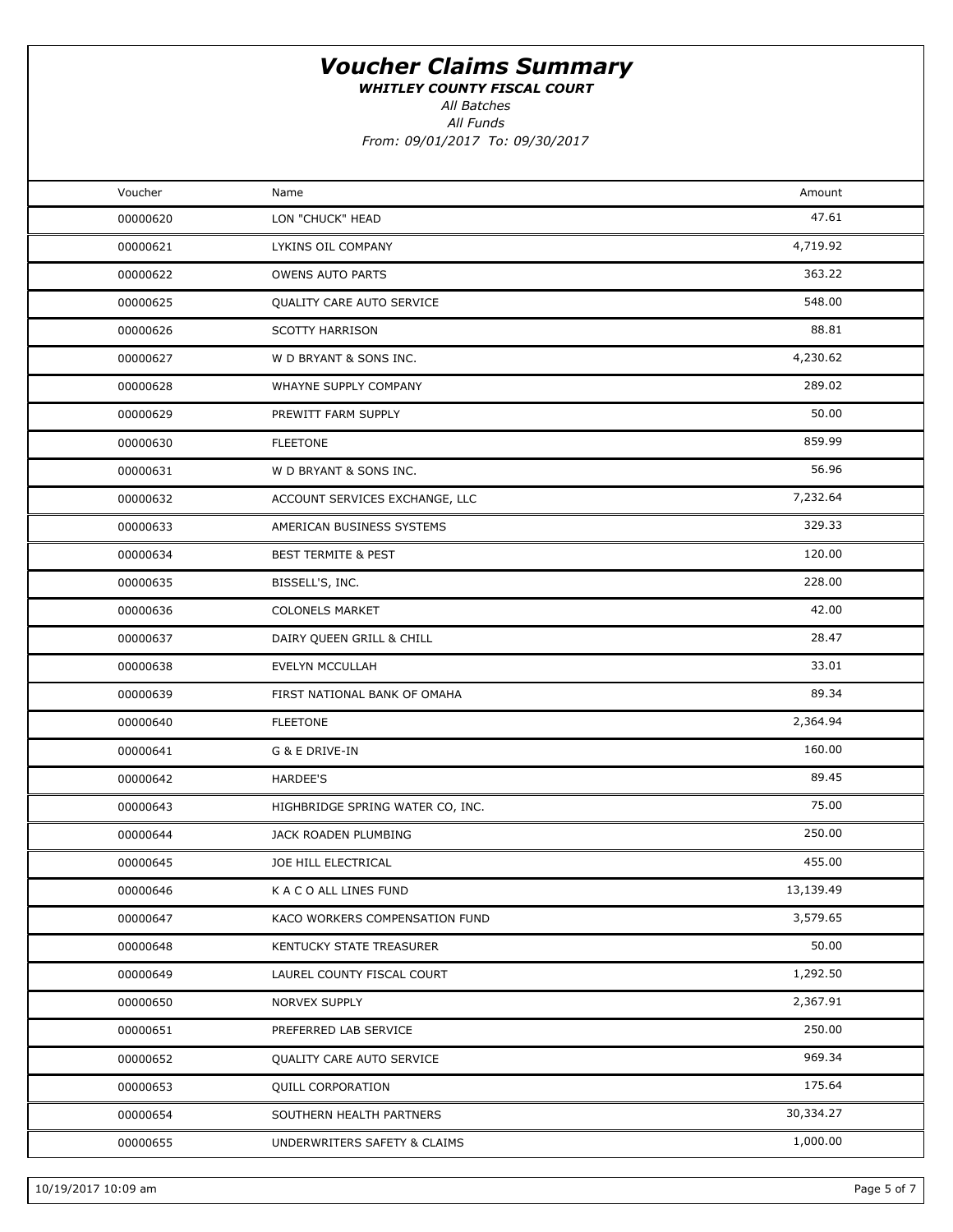# Voucher Claims Summary

***WHITLEY COUNTY FISCAL COURT***

*All Batches*

*All Funds*

*From: 09/01/2017 To: 09/30/2017*

| Voucher | Name | Amount |
|---|---|---|
| 00000620 | LON "CHUCK" HEAD | 47.61 |
| 00000621 | LYKINS OIL COMPANY | 4,719.92 |
| 00000622 | OWENS AUTO PARTS | 363.22 |
| 00000625 | QUALITY CARE AUTO SERVICE | 548.00 |
| 00000626 | SCOTTY HARRISON | 88.81 |
| 00000627 | W D BRYANT & SONS INC. | 4,230.62 |
| 00000628 | WHAYNE SUPPLY COMPANY | 289.02 |
| 00000629 | PREWITT FARM SUPPLY | 50.00 |
| 00000630 | FLEETONE | 859.99 |
| 00000631 | W D BRYANT & SONS INC. | 56.96 |
| 00000632 | ACCOUNT SERVICES EXCHANGE, LLC | 7,232.64 |
| 00000633 | AMERICAN BUSINESS SYSTEMS | 329.33 |
| 00000634 | BEST TERMITE & PEST | 120.00 |
| 00000635 | BISSELL'S, INC. | 228.00 |
| 00000636 | COLONELS MARKET | 42.00 |
| 00000637 | DAIRY QUEEN GRILL & CHILL | 28.47 |
| 00000638 | EVELYN MCCULLAH | 33.01 |
| 00000639 | FIRST NATIONAL BANK OF OMAHA | 89.34 |
| 00000640 | FLEETONE | 2,364.94 |
| 00000641 | G & E DRIVE-IN | 160.00 |
| 00000642 | HARDEE'S | 89.45 |
| 00000643 | HIGHBRIDGE SPRING WATER CO, INC. | 75.00 |
| 00000644 | JACK ROADEN PLUMBING | 250.00 |
| 00000645 | JOE HILL ELECTRICAL | 455.00 |
| 00000646 | K A C O ALL LINES FUND | 13,139.49 |
| 00000647 | KACO WORKERS COMPENSATION FUND | 3,579.65 |
| 00000648 | KENTUCKY STATE TREASURER | 50.00 |
| 00000649 | LAUREL COUNTY FISCAL COURT | 1,292.50 |
| 00000650 | NORVEX SUPPLY | 2,367.91 |
| 00000651 | PREFERRED LAB SERVICE | 250.00 |
| 00000652 | QUALITY CARE AUTO SERVICE | 969.34 |
| 00000653 | QUILL CORPORATION | 175.64 |
| 00000654 | SOUTHERN HEALTH PARTNERS | 30,334.27 |
| 00000655 | UNDERWRITERS SAFETY & CLAIMS | 1,000.00 |

10/19/2017 10:09 am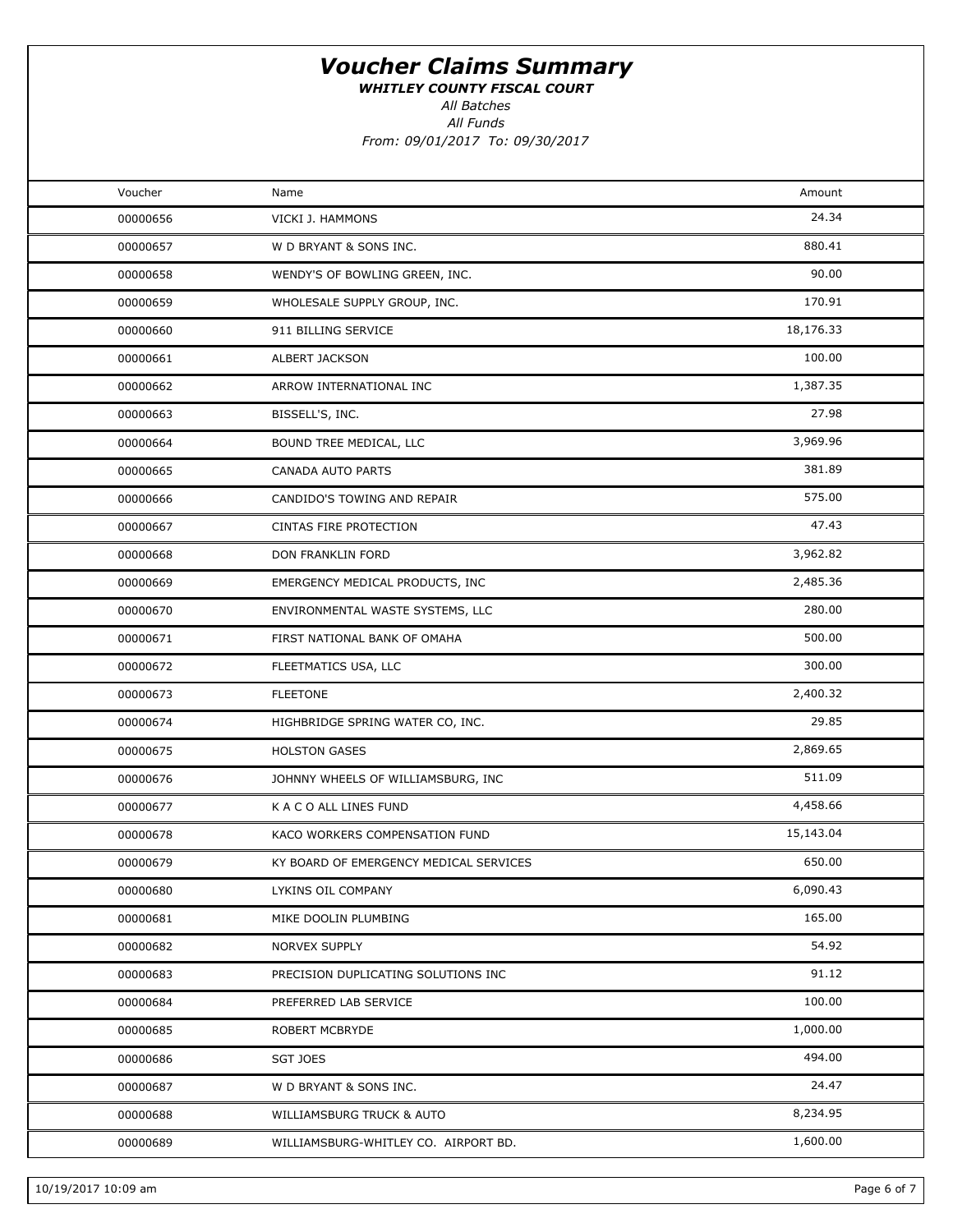# Voucher Claims Summary

***WHITLEY COUNTY FISCAL COURT***

*All Batches*

*All Funds*

*From: 09/01/2017 To: 09/30/2017*

| Voucher | Name | Amount |
|---|---|---|
| 00000656 | VICKI J. HAMMONS | 24.34 |
| 00000657 | W D BRYANT & SONS INC. | 880.41 |
| 00000658 | WENDY'S OF BOWLING GREEN, INC. | 90.00 |
| 00000659 | WHOLESALE SUPPLY GROUP, INC. | 170.91 |
| 00000660 | 911 BILLING SERVICE | 18,176.33 |
| 00000661 | ALBERT JACKSON | 100.00 |
| 00000662 | ARROW INTERNATIONAL INC | 1,387.35 |
| 00000663 | BISSELL'S, INC. | 27.98 |
| 00000664 | BOUND TREE MEDICAL, LLC | 3,969.96 |
| 00000665 | CANADA AUTO PARTS | 381.89 |
| 00000666 | CANDIDO'S TOWING AND REPAIR | 575.00 |
| 00000667 | CINTAS FIRE PROTECTION | 47.43 |
| 00000668 | DON FRANKLIN FORD | 3,962.82 |
| 00000669 | EMERGENCY MEDICAL PRODUCTS, INC | 2,485.36 |
| 00000670 | ENVIRONMENTAL WASTE SYSTEMS, LLC | 280.00 |
| 00000671 | FIRST NATIONAL BANK OF OMAHA | 500.00 |
| 00000672 | FLEETMATICS USA, LLC | 300.00 |
| 00000673 | FLEETONE | 2,400.32 |
| 00000674 | HIGHBRIDGE SPRING WATER CO, INC. | 29.85 |
| 00000675 | HOLSTON GASES | 2,869.65 |
| 00000676 | JOHNNY WHEELS OF WILLIAMSBURG, INC | 511.09 |
| 00000677 | K A C O ALL LINES FUND | 4,458.66 |
| 00000678 | KACO WORKERS COMPENSATION FUND | 15,143.04 |
| 00000679 | KY BOARD OF EMERGENCY MEDICAL SERVICES | 650.00 |
| 00000680 | LYKINS OIL COMPANY | 6,090.43 |
| 00000681 | MIKE DOOLIN PLUMBING | 165.00 |
| 00000682 | NORVEX SUPPLY | 54.92 |
| 00000683 | PRECISION DUPLICATING SOLUTIONS INC | 91.12 |
| 00000684 | PREFERRED LAB SERVICE | 100.00 |
| 00000685 | ROBERT MCBRYDE | 1,000.00 |
| 00000686 | SGT JOES | 494.00 |
| 00000687 | W D BRYANT & SONS INC. | 24.47 |
| 00000688 | WILLIAMSBURG TRUCK & AUTO | 8,234.95 |
| 00000689 | WILLIAMSBURG-WHITLEY CO. AIRPORT BD. | 1,600.00 |

10/19/2017 10:09 am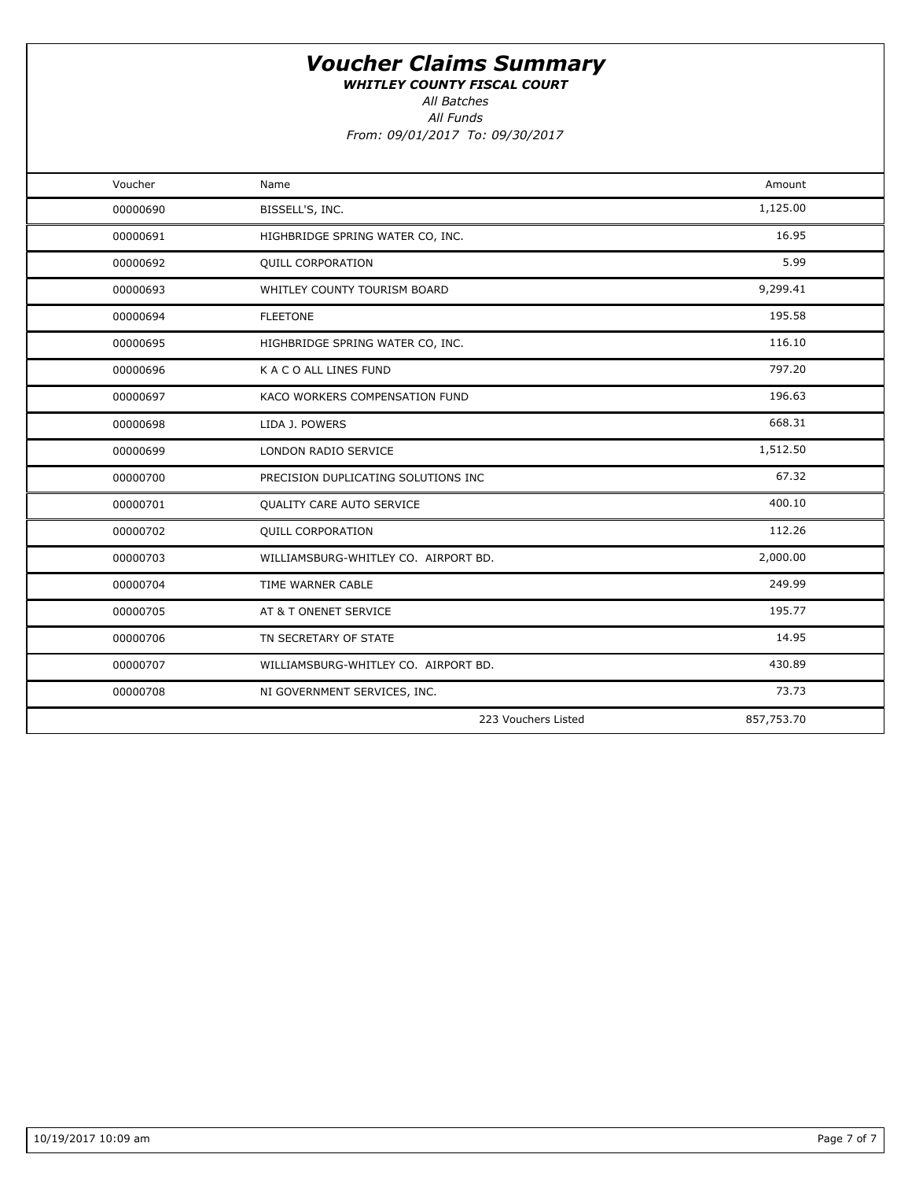# *Voucher Claims Summary*

***WHITLEY COUNTY FISCAL COURT***

*All Batches*

*All Funds*

*From: 09/01/2017 To: 09/30/2017*

| Voucher | Name | Amount |
|---|---|---|
| 00000690 | BISSELL'S, INC. | 1,125.00 |
| 00000691 | HIGHBRIDGE SPRING WATER CO, INC. | 16.95 |
| 00000692 | QUILL CORPORATION | 5.99 |
| 00000693 | WHITLEY COUNTY TOURISM BOARD | 9,299.41 |
| 00000694 | FLEETONE | 195.58 |
| 00000695 | HIGHBRIDGE SPRING WATER CO, INC. | 116.10 |
| 00000696 | K A C O ALL LINES FUND | 797.20 |
| 00000697 | KACO WORKERS COMPENSATION FUND | 196.63 |
| 00000698 | LIDA J. POWERS | 668.31 |
| 00000699 | LONDON RADIO SERVICE | 1,512.50 |
| 00000700 | PRECISION DUPLICATING SOLUTIONS INC | 67.32 |
| 00000701 | QUALITY CARE AUTO SERVICE | 400.10 |
| 00000702 | QUILL CORPORATION | 112.26 |
| 00000703 | WILLIAMSBURG-WHITLEY CO. AIRPORT BD. | 2,000.00 |
| 00000704 | TIME WARNER CABLE | 249.99 |
| 00000705 | AT & T ONENET SERVICE | 195.77 |
| 00000706 | TN SECRETARY OF STATE | 14.95 |
| 00000707 | WILLIAMSBURG-WHITLEY CO. AIRPORT BD. | 430.89 |
| 00000708 | NI GOVERNMENT SERVICES, INC. | 73.73 |
| | 223 Vouchers Listed | 857,753.70 |

10/19/2017 10:09 am